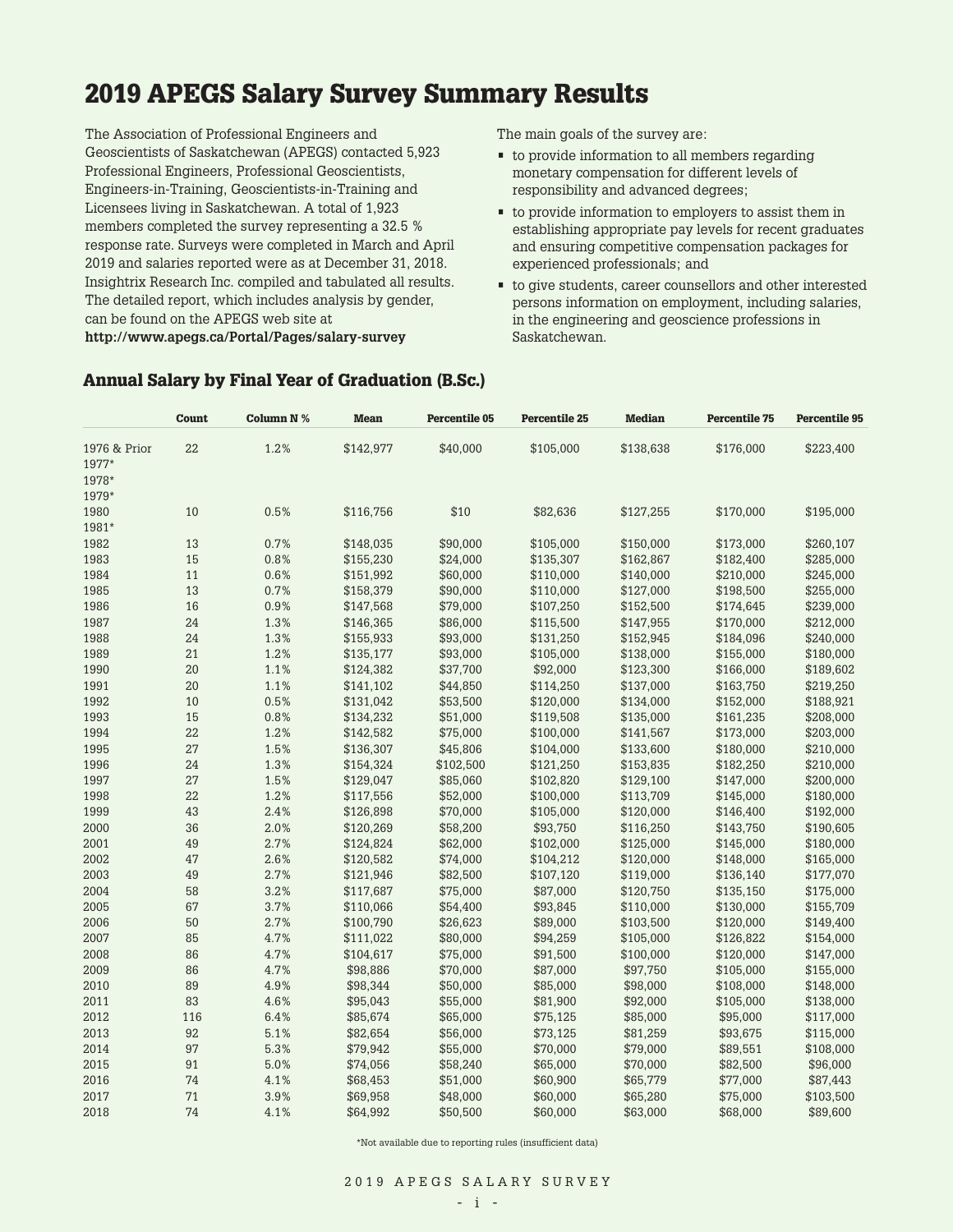# 2019 APEGS Salary Survey Summary Results

The Association of Professional Engineers and Geoscientists of Saskatchewan (APEGS) contacted 5,923 Professional Engineers, Professional Geoscientists, Engineers-in-Training, Geoscientists-in-Training and Licensees living in Saskatchewan. A total of 1,923 members completed the survey representing a 32.5 % response rate. Surveys were completed in March and April 2019 and salaries reported were as at December 31, 2018. Insightrix Research Inc. compiled and tabulated all results. The detailed report, which includes analysis by gender, can be found on the APEGS web site at **http://www.apegs.ca/Portal/Pages/salary-survey**

The main goals of the survey are:

- to provide information to all members regarding monetary compensation for different levels of responsibility and advanced degrees;
- to provide information to employers to assist them in establishing appropriate pay levels for recent graduates and ensuring competitive compensation packages for experienced professionals; and
- to give students, career counsellors and other interested persons information on employment, including salaries, in the engineering and geoscience professions in Saskatchewan.

## Annual Salary by Final Year of Graduation (B.Sc.)

| | Count | Column N % | Mean | Percentile 05 | Percentile 25 | Median | Percentile 75 | Percentile 95 |
|---|---|---|---|---|---|---|---|---|
| 1976 & Prior | 22 | 1.2% | $142,977 | $40,000 | $105,000 | $138,638 | $176,000 | $223,400 |
| 1977* | | | | | | | | |
| 1978* | | | | | | | | |
| 1979* | | | | | | | | |
| 1980 | 10 | 0.5% | $116,756 | $10 | $82,636 | $127,255 | $170,000 | $195,000 |
| 1981* | | | | | | | | |
| 1982 | 13 | 0.7% | $148,035 | $90,000 | $105,000 | $150,000 | $173,000 | $260,107 |
| 1983 | 15 | 0.8% | $155,230 | $24,000 | $135,307 | $162,867 | $182,400 | $285,000 |
| 1984 | 11 | 0.6% | $151,992 | $60,000 | $110,000 | $140,000 | $210,000 | $245,000 |
| 1985 | 13 | 0.7% | $158,379 | $90,000 | $110,000 | $127,000 | $198,500 | $255,000 |
| 1986 | 16 | 0.9% | $147,568 | $79,000 | $107,250 | $152,500 | $174,645 | $239,000 |
| 1987 | 24 | 1.3% | $146,365 | $86,000 | $115,500 | $147,955 | $170,000 | $212,000 |
| 1988 | 24 | 1.3% | $155,933 | $93,000 | $131,250 | $152,945 | $184,096 | $240,000 |
| 1989 | 21 | 1.2% | $135,177 | $93,000 | $105,000 | $138,000 | $155,000 | $180,000 |
| 1990 | 20 | 1.1% | $124,382 | $37,700 | $92,000 | $123,300 | $166,000 | $189,602 |
| 1991 | 20 | 1.1% | $141,102 | $44,850 | $114,250 | $137,000 | $163,750 | $219,250 |
| 1992 | 10 | 0.5% | $131,042 | $53,500 | $120,000 | $134,000 | $152,000 | $188,921 |
| 1993 | 15 | 0.8% | $134,232 | $51,000 | $119,508 | $135,000 | $161,235 | $208,000 |
| 1994 | 22 | 1.2% | $142,582 | $75,000 | $100,000 | $141,567 | $173,000 | $203,000 |
| 1995 | 27 | 1.5% | $136,307 | $45,806 | $104,000 | $133,600 | $180,000 | $210,000 |
| 1996 | 24 | 1.3% | $154,324 | $102,500 | $121,250 | $153,835 | $182,250 | $210,000 |
| 1997 | 27 | 1.5% | $129,047 | $85,060 | $102,820 | $129,100 | $147,000 | $200,000 |
| 1998 | 22 | 1.2% | $117,556 | $52,000 | $100,000 | $113,709 | $145,000 | $180,000 |
| 1999 | 43 | 2.4% | $126,898 | $70,000 | $105,000 | $120,000 | $146,400 | $192,000 |
| 2000 | 36 | 2.0% | $120,269 | $58,200 | $93,750 | $116,250 | $143,750 | $190,605 |
| 2001 | 49 | 2.7% | $124,824 | $62,000 | $102,000 | $125,000 | $145,000 | $180,000 |
| 2002 | 47 | 2.6% | $120,582 | $74,000 | $104,212 | $120,000 | $148,000 | $165,000 |
| 2003 | 49 | 2.7% | $121,946 | $82,500 | $107,120 | $119,000 | $136,140 | $177,070 |
| 2004 | 58 | 3.2% | $117,687 | $75,000 | $87,000 | $120,750 | $135,150 | $175,000 |
| 2005 | 67 | 3.7% | $110,066 | $54,400 | $93,845 | $110,000 | $130,000 | $155,709 |
| 2006 | 50 | 2.7% | $100,790 | $26,623 | $89,000 | $103,500 | $120,000 | $149,400 |
| 2007 | 85 | 4.7% | $111,022 | $80,000 | $94,259 | $105,000 | $126,822 | $154,000 |
| 2008 | 86 | 4.7% | $104,617 | $75,000 | $91,500 | $100,000 | $120,000 | $147,000 |
| 2009 | 86 | 4.7% | $98,886 | $70,000 | $87,000 | $97,750 | $105,000 | $155,000 |
| 2010 | 89 | 4.9% | $98,344 | $50,000 | $85,000 | $98,000 | $108,000 | $148,000 |
| 2011 | 83 | 4.6% | $95,043 | $55,000 | $81,900 | $92,000 | $105,000 | $138,000 |
| 2012 | 116 | 6.4% | $85,674 | $65,000 | $75,125 | $85,000 | $95,000 | $117,000 |
| 2013 | 92 | 5.1% | $82,654 | $56,000 | $73,125 | $81,259 | $93,675 | $115,000 |
| 2014 | 97 | 5.3% | $79,942 | $55,000 | $70,000 | $79,000 | $89,551 | $108,000 |
| 2015 | 91 | 5.0% | $74,056 | $58,240 | $65,000 | $70,000 | $82,500 | $96,000 |
| 2016 | 74 | 4.1% | $68,453 | $51,000 | $60,900 | $65,779 | $77,000 | $87,443 |
| 2017 | 71 | 3.9% | $69,958 | $48,000 | $60,000 | $65,280 | $75,000 | $103,500 |
| 2018 | 74 | 4.1% | $64,992 | $50,500 | $60,000 | $63,000 | $68,000 | $89,600 |

*Not available due to reporting rules (insufficient data)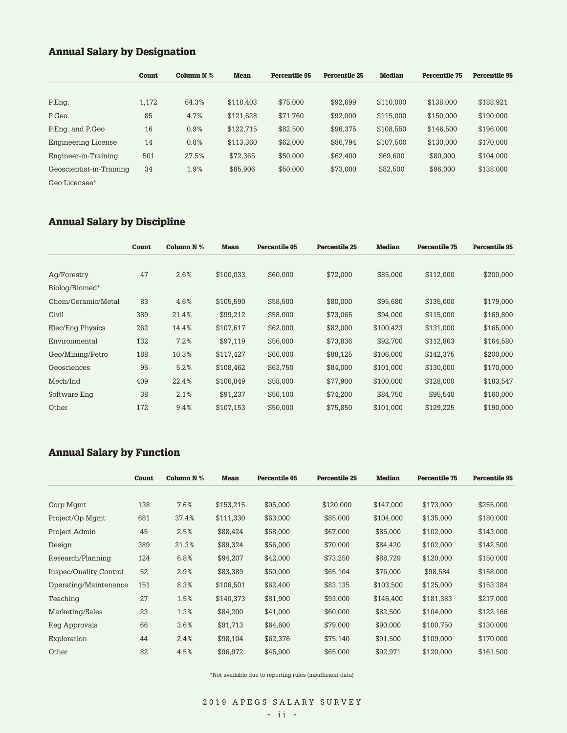## Annual Salary by Designation

| | Count | Column N % | Mean | Percentile 05 | Percentile 25 | Median | Percentile 75 | Percentile 95 |
|---|---|---|---|---|---|---|---|---|
| P.Eng. | 1,172 | 64.3% | $118,403 | $75,000 | $92,699 | $110,000 | $138,000 | $188,921 |
| P.Geo. | 85 | 4.7% | $121,628 | $71,760 | $92,000 | $115,000 | $150,000 | $190,000 |
| P.Eng. and P.Geo | 16 | 0.9% | $122,715 | $82,500 | $96,375 | $108,550 | $146,500 | $196,000 |
| Engineering License | 14 | 0.8% | $113,360 | $62,000 | $86,794 | $107,500 | $130,000 | $170,000 |
| Engineer-in-Training | 501 | 27.5% | $72,365 | $50,000 | $62,400 | $69,600 | $80,000 | $104,000 |
| Geoscientist-in-Training | 34 | 1.9% | $85,906 | $50,000 | $73,000 | $82,500 | $96,000 | $138,000 |
| Geo Licensee* | | | | | | | | |

## Annual Salary by Discipline

| | Count | Column N % | Mean | Percentile 05 | Percentile 25 | Median | Percentile 75 | Percentile 95 |
|---|---|---|---|---|---|---|---|---|
| Ag/Forestry | 47 | 2.6% | $100,033 | $60,000 | $72,000 | $85,000 | $112,000 | $200,000 |
| Biolog/Biomed* | | | | | | | | |
| Chem/Ceramic/Metal | 83 | 4.6% | $105,590 | $58,500 | $80,000 | $95,680 | $135,000 | $179,000 |
| Civil | 389 | 21.4% | $99,212 | $58,000 | $73,065 | $94,000 | $115,000 | $169,800 |
| Elec/Eng Physics | 262 | 14.4% | $107,617 | $62,000 | $82,000 | $100,423 | $131,000 | $165,000 |
| Environmental | 132 | 7.2% | $97,119 | $56,000 | $73,836 | $92,700 | $112,863 | $164,580 |
| Geo/Mining/Petro | 188 | 10.3% | $117,427 | $66,000 | $88,125 | $106,000 | $142,375 | $200,000 |
| Geosciences | 95 | 5.2% | $108,462 | $63,750 | $84,000 | $101,000 | $130,000 | $170,000 |
| Mech/Ind | 409 | 22.4% | $106,849 | $58,000 | $77,900 | $100,000 | $128,000 | $183,547 |
| Software Eng | 38 | 2.1% | $91,237 | $56,100 | $74,200 | $84,750 | $95,540 | $160,000 |
| Other | 172 | 9.4% | $107,153 | $50,000 | $75,850 | $101,000 | $129,225 | $190,000 |

## Annual Salary by Function

| | Count | Column N % | Mean | Percentile 05 | Percentile 25 | Median | Percentile 75 | Percentile 95 |
|---|---|---|---|---|---|---|---|---|
| Corp Mgmt | 138 | 7.6% | $153,215 | $95,000 | $120,000 | $147,000 | $173,000 | $255,000 |
| Project/Op Mgmt | 681 | 37.4% | $111,330 | $63,000 | $85,000 | $104,000 | $135,000 | $180,000 |
| Project Admin | 45 | 2.5% | $88,424 | $58,000 | $67,000 | $85,000 | $102,000 | $143,000 |
| Design | 389 | 21.3% | $89,324 | $56,000 | $70,000 | $84,420 | $102,000 | $142,500 |
| Research/Planning | 124 | 6.8% | $94,207 | $42,000 | $73,250 | $88,729 | $120,000 | $150,000 |
| Inspec/Quality Control | 52 | 2.9% | $83,389 | $50,000 | $65,104 | $76,000 | $98,584 | $158,000 |
| Operating/Maintenance | 151 | 8.3% | $106,501 | $62,400 | $83,135 | $103,500 | $125,000 | $153,384 |
| Teaching | 27 | 1.5% | $140,373 | $81,900 | $93,000 | $146,400 | $181,383 | $217,000 |
| Marketing/Sales | 23 | 1.3% | $84,200 | $41,000 | $60,000 | $82,500 | $104,000 | $122,166 |
| Reg Approvals | 66 | 3.6% | $91,713 | $64,600 | $79,000 | $90,000 | $100,750 | $130,000 |
| Exploration | 44 | 2.4% | $98,104 | $62,376 | $75,140 | $91,500 | $109,000 | $170,000 |
| Other | 82 | 4.5% | $96,972 | $45,900 | $65,000 | $92,971 | $120,000 | $161,500 |

*Not available due to reporting rules (insufficient data)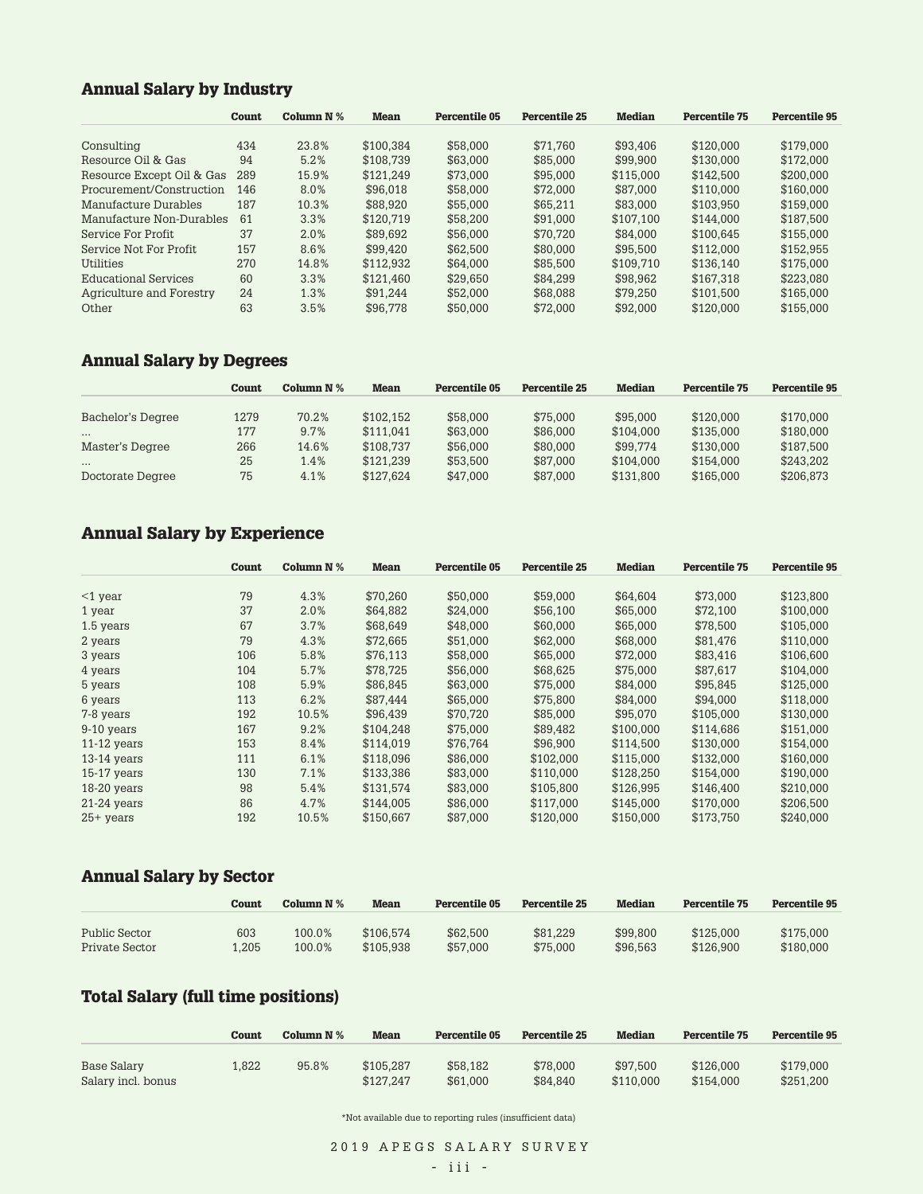## Annual Salary by Industry

| | Count | Column N % | Mean | Percentile 05 | Percentile 25 | Median | Percentile 75 | Percentile 95 |
|---|---|---|---|---|---|---|---|---|
| Consulting | 434 | 23.8% | $100,384 | $58,000 | $71,760 | $93,406 | $120,000 | $179,000 |
| Resource Oil & Gas | 94 | 5.2% | $108,739 | $63,000 | $85,000 | $99,900 | $130,000 | $172,000 |
| Resource Except Oil & Gas | 289 | 15.9% | $121,249 | $73,000 | $95,000 | $115,000 | $142,500 | $200,000 |
| Procurement/Construction | 146 | 8.0% | $96,018 | $58,000 | $72,000 | $87,000 | $110,000 | $160,000 |
| Manufacture Durables | 187 | 10.3% | $88,920 | $55,000 | $65,211 | $83,000 | $103,950 | $159,000 |
| Manufacture Non-Durables | 61 | 3.3% | $120,719 | $58,200 | $91,000 | $107,100 | $144,000 | $187,500 |
| Service For Profit | 37 | 2.0% | $89,692 | $56,000 | $70,720 | $84,000 | $100,645 | $155,000 |
| Service Not For Profit | 157 | 8.6% | $99,420 | $62,500 | $80,000 | $95,500 | $112,000 | $152,955 |
| Utilities | 270 | 14.8% | $112,932 | $64,000 | $85,500 | $109,710 | $136,140 | $175,000 |
| Educational Services | 60 | 3.3% | $121,460 | $29,650 | $84,299 | $98,962 | $167,318 | $223,080 |
| Agriculture and Forestry | 24 | 1.3% | $91,244 | $52,000 | $68,088 | $79,250 | $101,500 | $165,000 |
| Other | 63 | 3.5% | $96,778 | $50,000 | $72,000 | $92,000 | $120,000 | $155,000 |

## Annual Salary by Degrees

| | Count | Column N % | Mean | Percentile 05 | Percentile 25 | Median | Percentile 75 | Percentile 95 |
|---|---|---|---|---|---|---|---|---|
| Bachelor's Degree | 1279 | 70.2% | $102,152 | $58,000 | $75,000 | $95,000 | $120,000 | $170,000 |
| ... | 177 | 9.7% | $111,041 | $63,000 | $86,000 | $104,000 | $135,000 | $180,000 |
| Master's Degree | 266 | 14.6% | $108,737 | $56,000 | $80,000 | $99,774 | $130,000 | $187,500 |
| ... | 25 | 1.4% | $121,239 | $53,500 | $87,000 | $104,000 | $154,000 | $243,202 |
| Doctorate Degree | 75 | 4.1% | $127,624 | $47,000 | $87,000 | $131,800 | $165,000 | $206,873 |

## Annual Salary by Experience

| | Count | Column N % | Mean | Percentile 05 | Percentile 25 | Median | Percentile 75 | Percentile 95 |
|---|---|---|---|---|---|---|---|---|
| <1 year | 79 | 4.3% | $70,260 | $50,000 | $59,000 | $64,604 | $73,000 | $123,800 |
| 1 year | 37 | 2.0% | $64,882 | $24,000 | $56,100 | $65,000 | $72,100 | $100,000 |
| 1.5 years | 67 | 3.7% | $68,649 | $48,000 | $60,000 | $65,000 | $78,500 | $105,000 |
| 2 years | 79 | 4.3% | $72,665 | $51,000 | $62,000 | $68,000 | $81,476 | $110,000 |
| 3 years | 106 | 5.8% | $76,113 | $58,000 | $65,000 | $72,000 | $83,416 | $106,600 |
| 4 years | 104 | 5.7% | $78,725 | $56,000 | $68,625 | $75,000 | $87,617 | $104,000 |
| 5 years | 108 | 5.9% | $86,845 | $63,000 | $75,000 | $84,000 | $95,845 | $125,000 |
| 6 years | 113 | 6.2% | $87,444 | $65,000 | $75,800 | $84,000 | $94,000 | $118,000 |
| 7-8 years | 192 | 10.5% | $96,439 | $70,720 | $85,000 | $95,070 | $105,000 | $130,000 |
| 9-10 years | 167 | 9.2% | $104,248 | $75,000 | $89,482 | $100,000 | $114,686 | $151,000 |
| 11-12 years | 153 | 8.4% | $114,019 | $76,764 | $96,900 | $114,500 | $130,000 | $154,000 |
| 13-14 years | 111 | 6.1% | $118,096 | $86,000 | $102,000 | $115,000 | $132,000 | $160,000 |
| 15-17 years | 130 | 7.1% | $133,386 | $83,000 | $110,000 | $128,250 | $154,000 | $190,000 |
| 18-20 years | 98 | 5.4% | $131,574 | $83,000 | $105,800 | $126,995 | $146,400 | $210,000 |
| 21-24 years | 86 | 4.7% | $144,005 | $86,000 | $117,000 | $145,000 | $170,000 | $206,500 |
| 25+ years | 192 | 10.5% | $150,667 | $87,000 | $120,000 | $150,000 | $173,750 | $240,000 |

## Annual Salary by Sector

| | Count | Column N % | Mean | Percentile 05 | Percentile 25 | Median | Percentile 75 | Percentile 95 |
|---|---|---|---|---|---|---|---|---|
| Public Sector | 603 | 100.0% | $106,574 | $62,500 | $81,229 | $99,800 | $125,000 | $175,000 |
| Private Sector | 1,205 | 100.0% | $105,938 | $57,000 | $75,000 | $96,563 | $126,900 | $180,000 |

## Total Salary (full time positions)

| | Count | Column N % | Mean | Percentile 05 | Percentile 25 | Median | Percentile 75 | Percentile 95 |
|---|---|---|---|---|---|---|---|---|
| Base Salary | 1,822 | 95.8% | $105,287 | $58,182 | $78,000 | $97,500 | $126,000 | $179,000 |
| Salary incl. bonus | | | $127,247 | $61,000 | $84,840 | $110,000 | $154,000 | $251,200 |

*Not available due to reporting rules (insufficient data)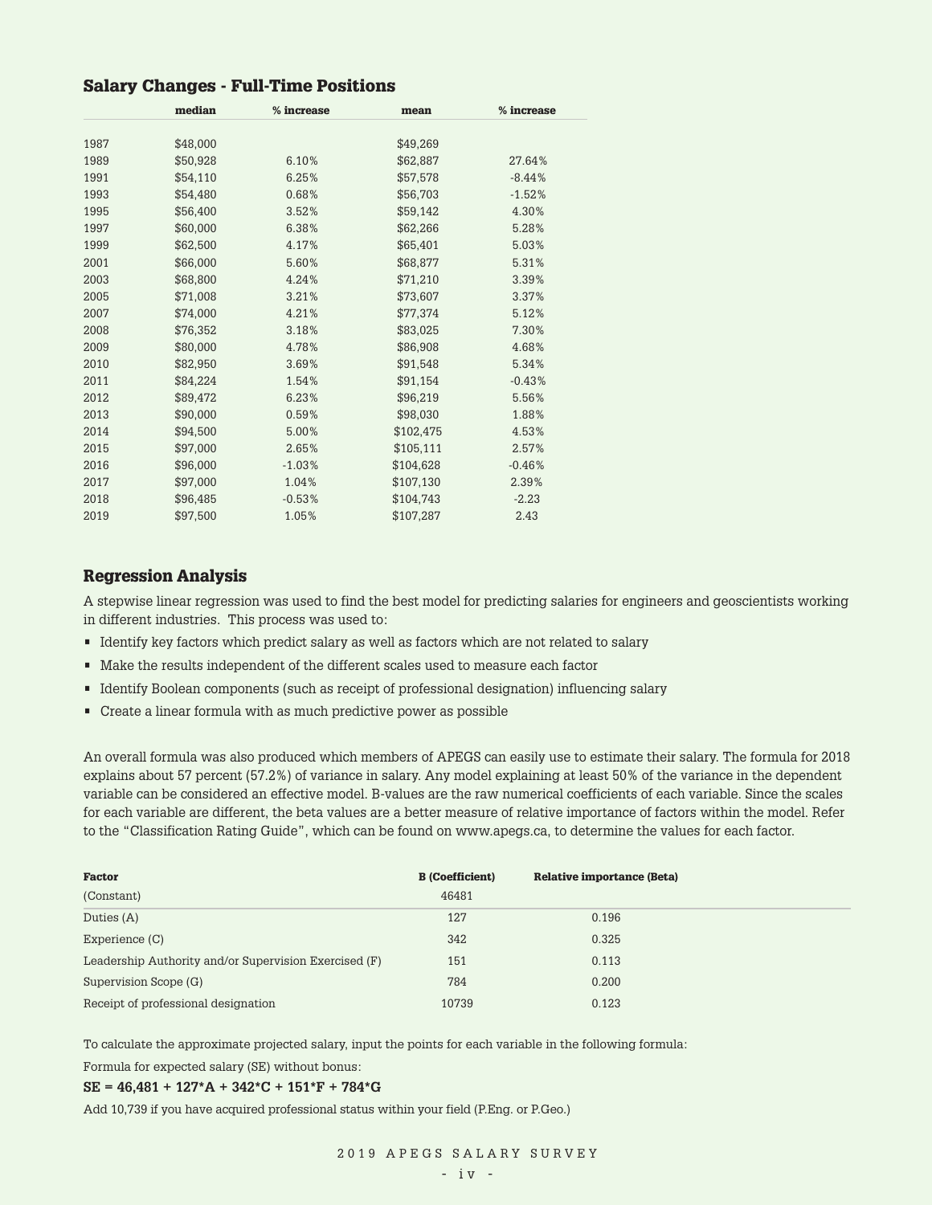## Salary Changes - Full-Time Positions

| | median | % increase | mean | % increase |
|---|---|---|---|---|
| 1987 | $48,000 | | $49,269 | |
| 1989 | $50,928 | 6.10% | $62,887 | 27.64% |
| 1991 | $54,110 | 6.25% | $57,578 | -8.44% |
| 1993 | $54,480 | 0.68% | $56,703 | -1.52% |
| 1995 | $56,400 | 3.52% | $59,142 | 4.30% |
| 1997 | $60,000 | 6.38% | $62,266 | 5.28% |
| 1999 | $62,500 | 4.17% | $65,401 | 5.03% |
| 2001 | $66,000 | 5.60% | $68,877 | 5.31% |
| 2003 | $68,800 | 4.24% | $71,210 | 3.39% |
| 2005 | $71,008 | 3.21% | $73,607 | 3.37% |
| 2007 | $74,000 | 4.21% | $77,374 | 5.12% |
| 2008 | $76,352 | 3.18% | $83,025 | 7.30% |
| 2009 | $80,000 | 4.78% | $86,908 | 4.68% |
| 2010 | $82,950 | 3.69% | $91,548 | 5.34% |
| 2011 | $84,224 | 1.54% | $91,154 | -0.43% |
| 2012 | $89,472 | 6.23% | $96,219 | 5.56% |
| 2013 | $90,000 | 0.59% | $98,030 | 1.88% |
| 2014 | $94,500 | 5.00% | $102,475 | 4.53% |
| 2015 | $97,000 | 2.65% | $105,111 | 2.57% |
| 2016 | $96,000 | -1.03% | $104,628 | -0.46% |
| 2017 | $97,000 | 1.04% | $107,130 | 2.39% |
| 2018 | $96,485 | -0.53% | $104,743 | -2.23 |
| 2019 | $97,500 | 1.05% | $107,287 | 2.43 |

## Regression Analysis

A stepwise linear regression was used to find the best model for predicting salaries for engineers and geoscientists working in different industries. This process was used to:

- Identify key factors which predict salary as well as factors which are not related to salary
- Make the results independent of the different scales used to measure each factor
- Identify Boolean components (such as receipt of professional designation) influencing salary
- Create a linear formula with as much predictive power as possible

An overall formula was also produced which members of APEGS can easily use to estimate their salary. The formula for 2018 explains about 57 percent (57.2%) of variance in salary. Any model explaining at least 50% of the variance in the dependent variable can be considered an effective model. B-values are the raw numerical coefficients of each variable. Since the scales for each variable are different, the beta values are a better measure of relative importance of factors within the model. Refer to the "Classification Rating Guide", which can be found on www.apegs.ca, to determine the values for each factor.

| Factor | B (Coefficient) | Relative importance (Beta) |
|---|---|---|
| (Constant) | 46481 | |
| Duties (A) | 127 | 0.196 |
| Experience (C) | 342 | 0.325 |
| Leadership Authority and/or Supervision Exercised (F) | 151 | 0.113 |
| Supervision Scope (G) | 784 | 0.200 |
| Receipt of professional designation | 10739 | 0.123 |

To calculate the approximate projected salary, input the points for each variable in the following formula:

Formula for expected salary (SE) without bonus:

**SE = 46,481 + 127*A + 342*C + 151*F + 784*G**

Add 10,739 if you have acquired professional status within your field (P.Eng. or P.Geo.)